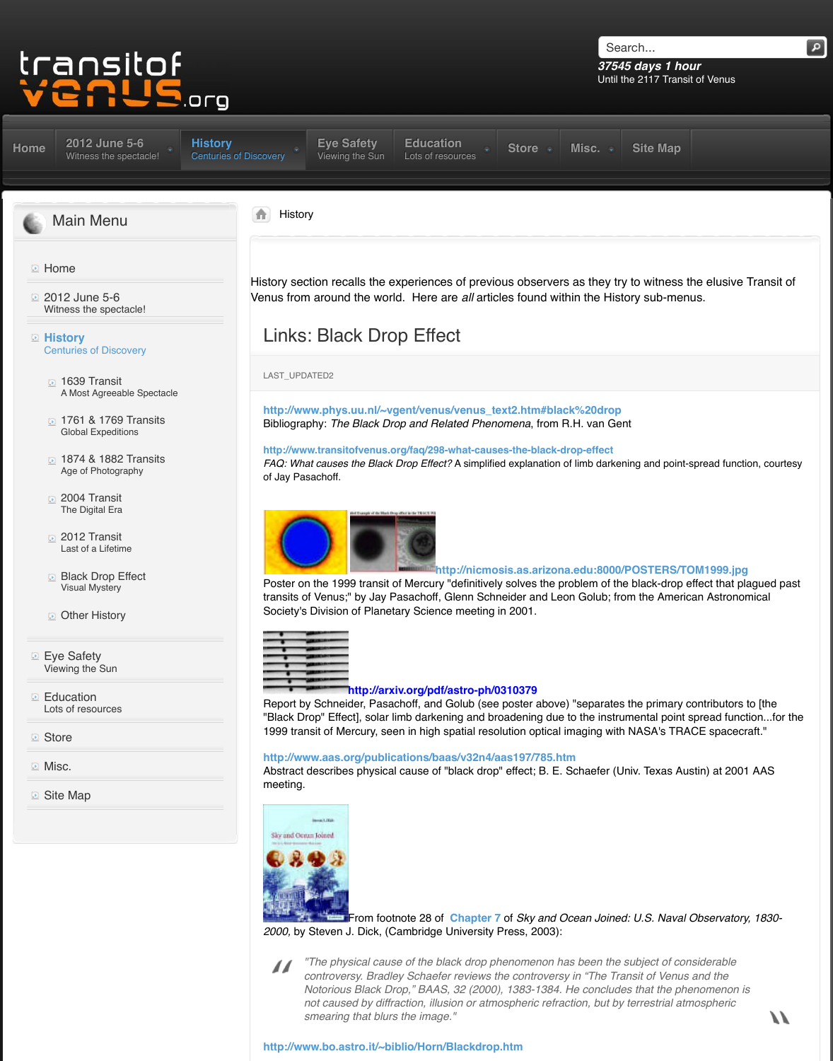transitof venus.org

Search...

**37545 days 1 hour**
Until the 2117 Transit of Venus

Home | 2012 June 5-6 Witness the spectacle! | History Centuries of Discovery | Eye Safety Viewing the Sun | Education Lots of resources | Store | Misc. | Site Map

## Main Menu

- Home
- 2012 June 5-6
  Witness the spectacle!
- **History**
  Centuries of Discovery
  - 1639 Transit
    A Most Agreeable Spectacle
  - 1761 & 1769 Transits
    Global Expeditions
  - 1874 & 1882 Transits
    Age of Photography
  - 2004 Transit
    The Digital Era
  - 2012 Transit
    Last of a Lifetime
  - Black Drop Effect
    Visual Mystery
  - Other History
- Eye Safety
  Viewing the Sun
- Education
  Lots of resources
- Store
- Misc.
- Site Map

History

History section recalls the experiences of previous observers as they try to witness the elusive Transit of Venus from around the world. Here are *all* articles found within the History sub-menus.

# Links: Black Drop Effect

LAST_UPDATED2

**http://www.phys.uu.nl/~vgent/venus/venus_text2.htm#black%20drop**
Bibliography: *The Black Drop and Related Phenomena*, from R.H. van Gent

**http://www.transitofvenus.org/faq/298-what-causes-the-black-drop-effect**
*FAQ: What causes the Black Drop Effect?* A simplified explanation of limb darkening and point-spread function, courtesy of Jay Pasachoff.

**http://nicmosis.as.arizona.edu:8000/POSTERS/TOM1999.jpg**
Poster on the 1999 transit of Mercury "definitively solves the problem of the black-drop effect that plagued past transits of Venus;" by Jay Pasachoff, Glenn Schneider and Leon Golub; from the American Astronomical Society's Division of Planetary Science meeting in 2001.

**http://arxiv.org/pdf/astro-ph/0310379**
Report by Schneider, Pasachoff, and Golub (see poster above) "separates the primary contributors to [the "Black Drop" Effect], solar limb darkening and broadening due to the instrumental point spread function...for the 1999 transit of Mercury, seen in high spatial resolution optical imaging with NASA's TRACE spacecraft."

**http://www.aas.org/publications/baas/v32n4/aas197/785.htm**
Abstract describes physical cause of "black drop" effect; B. E. Schaefer (Univ. Texas Austin) at 2001 AAS meeting.

From footnote 28 of Chapter 7 of *Sky and Ocean Joined: U.S. Naval Observatory, 1830-2000,* by Steven J. Dick, (Cambridge University Press, 2003):

> *"The physical cause of the black drop phenomenon has been the subject of considerable controversy. Bradley Schaefer reviews the controversy in "The Transit of Venus and the Notorious Black Drop," BAAS, 32 (2000), 1383-1384. He concludes that the phenomenon is not caused by diffraction, illusion or atmospheric refraction, but by terrestrial atmospheric smearing that blurs the image."*

**http://www.bo.astro.it/~biblio/Horn/Blackdrop.htm**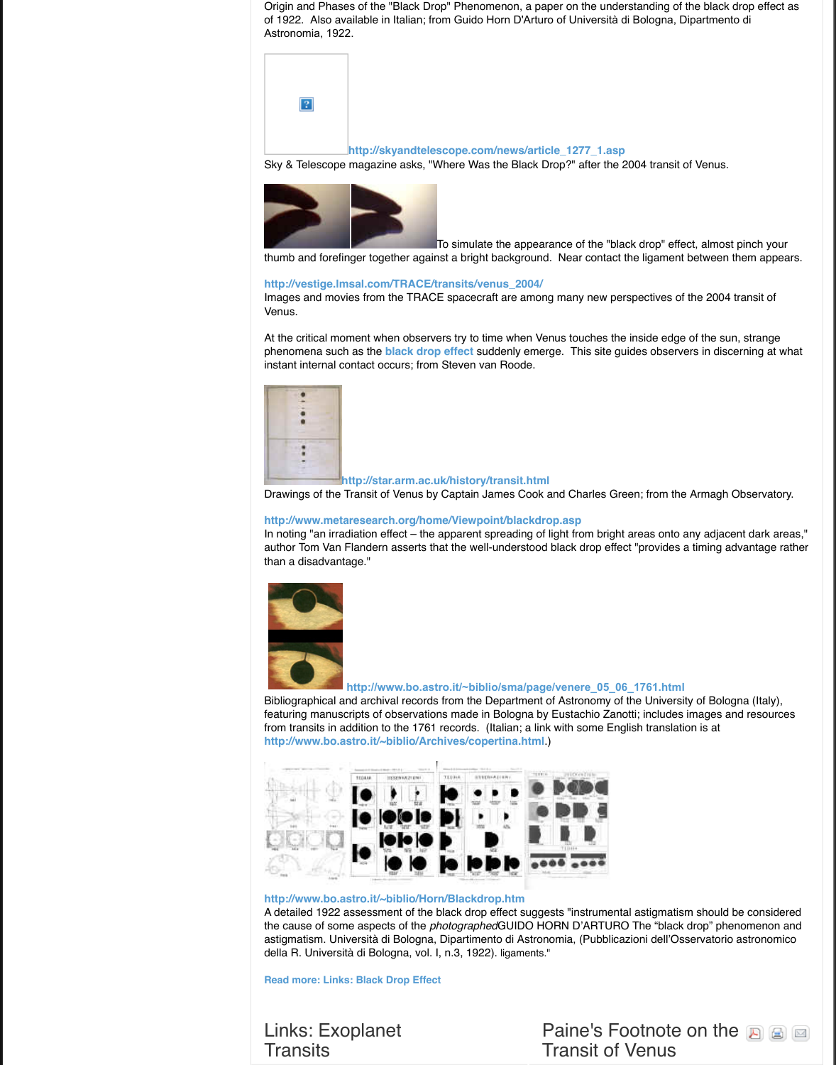Origin and Phases of the "Black Drop" Phenomenon, a paper on the understanding of the black drop effect as of 1922. Also available in Italian; from Guido Horn D'Arturo of Università di Bologna, Dipartmento di Astronomia, 1922.

**http://skyandtelescope.com/news/article_1277_1.asp**

Sky & Telescope magazine asks, "Where Was the Black Drop?" after the 2004 transit of Venus.

To simulate the appearance of the "black drop" effect, almost pinch your thumb and forefinger together against a bright background. Near contact the ligament between them appears.

**http://vestige.lmsal.com/TRACE/transits/venus_2004/**

Images and movies from the TRACE spacecraft are among many new perspectives of the 2004 transit of Venus.

At the critical moment when observers try to time when Venus touches the inside edge of the sun, strange phenomena such as the **black drop effect** suddenly emerge. This site guides observers in discerning at what instant internal contact occurs; from Steven van Roode.

**http://star.arm.ac.uk/history/transit.html**

Drawings of the Transit of Venus by Captain James Cook and Charles Green; from the Armagh Observatory.

**http://www.metaresearch.org/home/Viewpoint/blackdrop.asp**

In noting "an irradiation effect – the apparent spreading of light from bright areas onto any adjacent dark areas," author Tom Van Flandern asserts that the well-understood black drop effect "provides a timing advantage rather than a disadvantage."

**http://www.bo.astro.it/~biblio/sma/page/venere_05_06_1761.html**

Bibliographical and archival records from the Department of Astronomy of the University of Bologna (Italy), featuring manuscripts of observations made in Bologna by Eustachio Zanotti; includes images and resources from transits in addition to the 1761 records. (Italian; a link with some English translation is at **http://www.bo.astro.it/~biblio/Archives/copertina.html**.)

**http://www.bo.astro.it/~biblio/Horn/Blackdrop.htm**

A detailed 1922 assessment of the black drop effect suggests "instrumental astigmatism should be considered the cause of some aspects of the *photographed*GUIDO HORN D'ARTURO The "black drop" phenomenon and astigmatism. Università di Bologna, Dipartimento di Astronomia, (Pubblicazioni dell'Osservatorio astronomico della R. Università di Bologna, vol. I, n.3, 1922). ligaments."

**Read more: Links: Black Drop Effect**

Links: Exoplanet Transits

Paine's Footnote on the Transit of Venus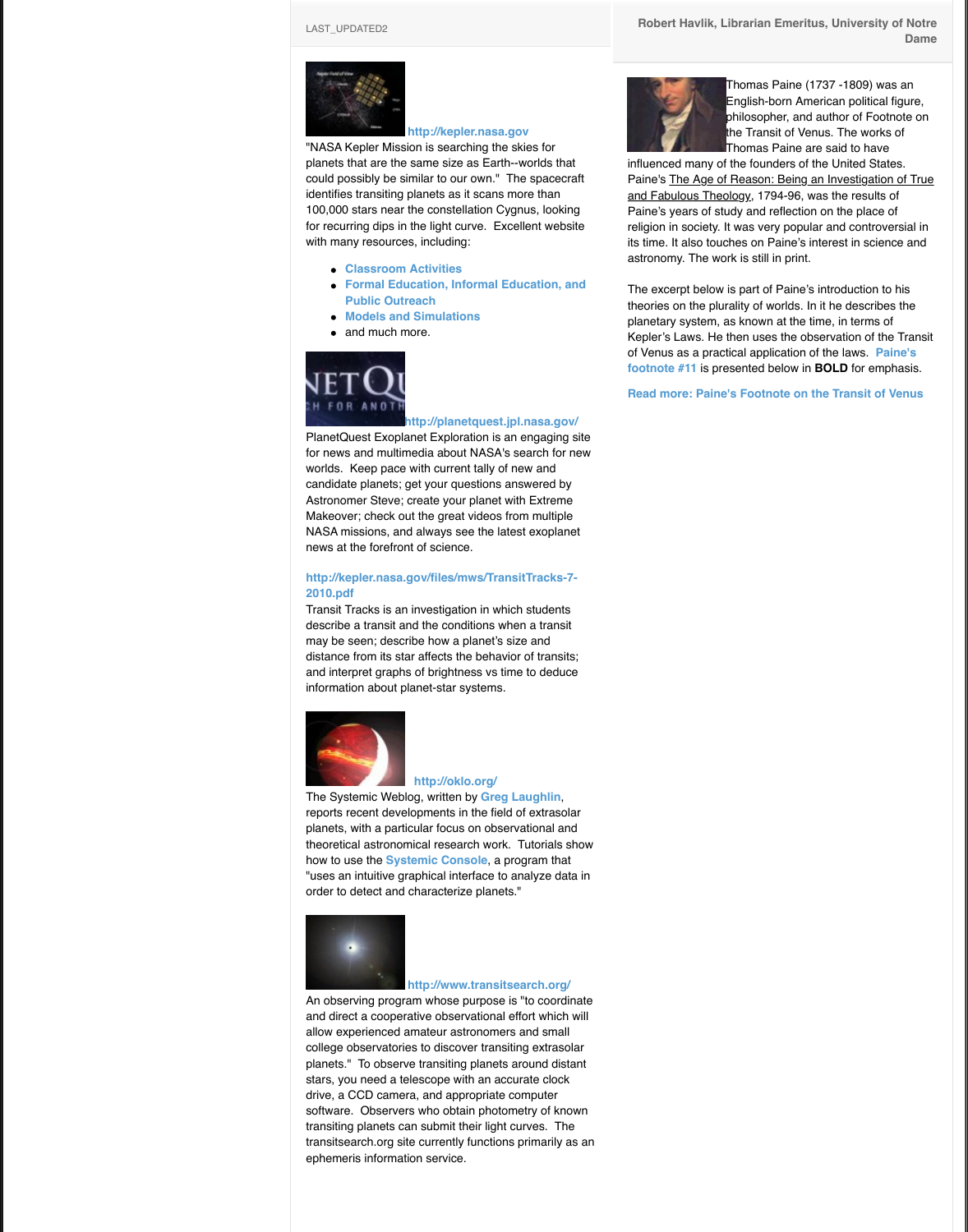LAST_UPDATED2

http://kepler.nasa.gov

"NASA Kepler Mission is searching the skies for planets that are the same size as Earth--worlds that could possibly be similar to our own." The spacecraft identifies transiting planets as it scans more than 100,000 stars near the constellation Cygnus, looking for recurring dips in the light curve. Excellent website with many resources, including:

- Classroom Activities
- Formal Education, Informal Education, and Public Outreach
- Models and Simulations
- and much more.

http://planetquest.jpl.nasa.gov/

PlanetQuest Exoplanet Exploration is an engaging site for news and multimedia about NASA's search for new worlds. Keep pace with current tally of new and candidate planets; get your questions answered by Astronomer Steve; create your planet with Extreme Makeover; check out the great videos from multiple NASA missions, and always see the latest exoplanet news at the forefront of science.

http://kepler.nasa.gov/files/mws/TransitTracks-7-2010.pdf

Transit Tracks is an investigation in which students describe a transit and the conditions when a transit may be seen; describe how a planet's size and distance from its star affects the behavior of transits; and interpret graphs of brightness vs time to deduce information about planet-star systems.

http://oklo.org/

The Systemic Weblog, written by Greg Laughlin, reports recent developments in the field of extrasolar planets, with a particular focus on observational and theoretical astronomical research work. Tutorials show how to use the Systemic Console, a program that "uses an intuitive graphical interface to analyze data in order to detect and characterize planets."

http://www.transitsearch.org/

An observing program whose purpose is "to coordinate and direct a cooperative observational effort which will allow experienced amateur astronomers and small college observatories to discover transiting extrasolar planets." To observe transiting planets around distant stars, you need a telescope with an accurate clock drive, a CCD camera, and appropriate computer software. Observers who obtain photometry of known transiting planets can submit their light curves. The transitsearch.org site currently functions primarily as an ephemeris information service.

**Robert Havlik, Librarian Emeritus, University of Notre Dame**

Thomas Paine (1737 -1809) was an English-born American political figure, philosopher, and author of Footnote on the Transit of Venus. The works of Thomas Paine are said to have influenced many of the founders of the United States. Paine's The Age of Reason: Being an Investigation of True and Fabulous Theology, 1794-96, was the results of Paine's years of study and reflection on the place of religion in society. It was very popular and controversial in its time. It also touches on Paine's interest in science and astronomy. The work is still in print.

The excerpt below is part of Paine's introduction to his theories on the plurality of worlds. In it he describes the planetary system, as known at the time, in terms of Kepler's Laws. He then uses the observation of the Transit of Venus as a practical application of the laws. Paine's footnote #11 is presented below in **BOLD** for emphasis.

Read more: Paine's Footnote on the Transit of Venus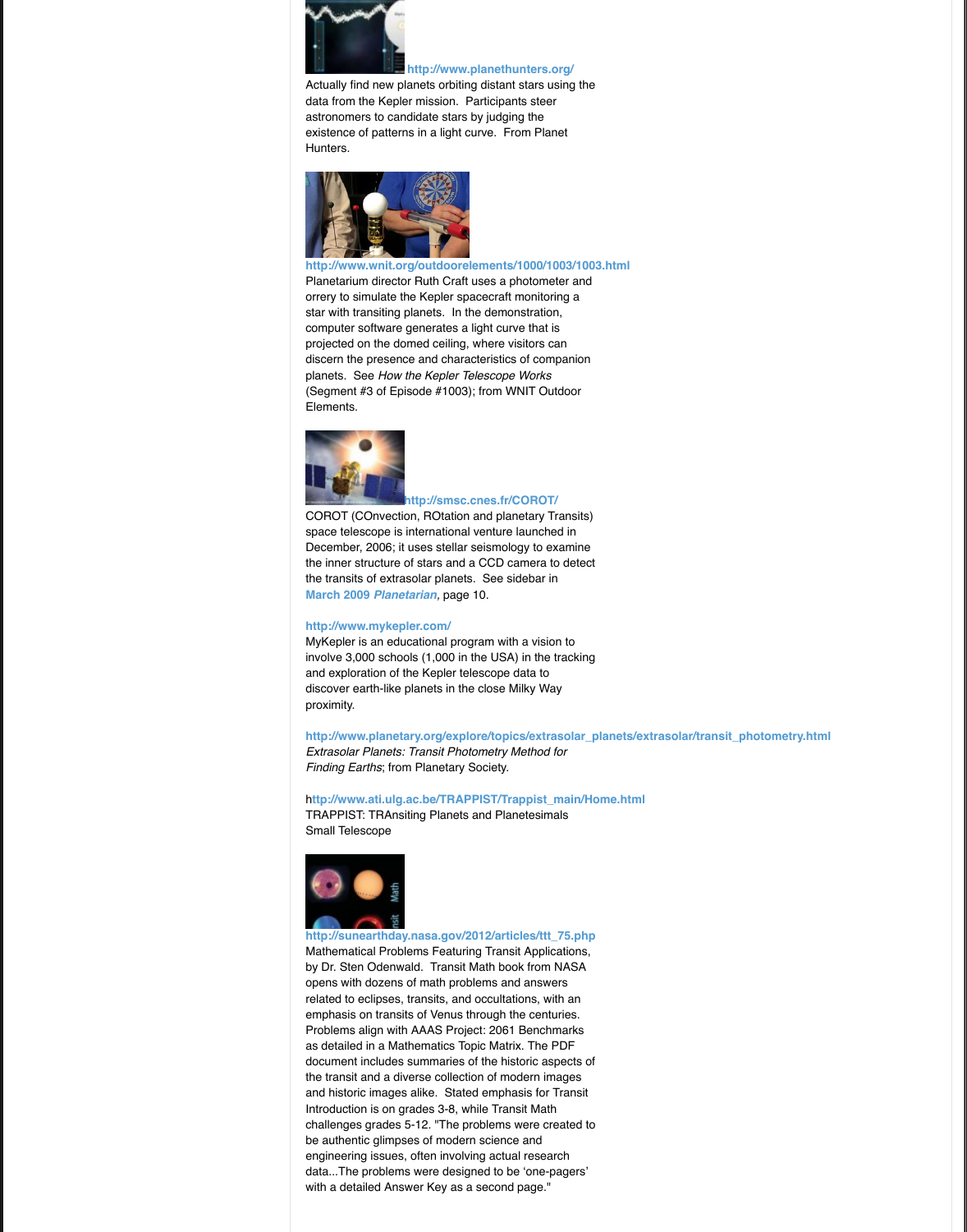http://www.planethunters.org/

Actually find new planets orbiting distant stars using the data from the Kepler mission. Participants steer astronomers to candidate stars by judging the existence of patterns in a light curve. From Planet Hunters.

http://www.wnit.org/outdoorelements/1000/1003/1003.html

Planetarium director Ruth Craft uses a photometer and orrery to simulate the Kepler spacecraft monitoring a star with transiting planets. In the demonstration, computer software generates a light curve that is projected on the domed ceiling, where visitors can discern the presence and characteristics of companion planets. See *How the Kepler Telescope Works* (Segment #3 of Episode #1003); from WNIT Outdoor Elements.

http://smsc.cnes.fr/COROT/

COROT (COnvection, ROtation and planetary Transits) space telescope is international venture launched in December, 2006; it uses stellar seismology to examine the inner structure of stars and a CCD camera to detect the transits of extrasolar planets. See sidebar in March 2009 *Planetarian*, page 10.

http://www.mykepler.com/

MyKepler is an educational program with a vision to involve 3,000 schools (1,000 in the USA) in the tracking and exploration of the Kepler telescope data to discover earth-like planets in the close Milky Way proximity.

http://www.planetary.org/explore/topics/extrasolar_planets/extrasolar/transit_photometry.html

*Extrasolar Planets: Transit Photometry Method for Finding Earths*; from Planetary Society.

http://www.ati.ulg.ac.be/TRAPPIST/Trappist_main/Home.html

TRAPPIST: TRAnsiting Planets and Planetesimals Small Telescope

http://sunearthday.nasa.gov/2012/articles/ttt_75.php

Mathematical Problems Featuring Transit Applications, by Dr. Sten Odenwald. Transit Math book from NASA opens with dozens of math problems and answers related to eclipses, transits, and occultations, with an emphasis on transits of Venus through the centuries. Problems align with AAAS Project: 2061 Benchmarks as detailed in a Mathematics Topic Matrix. The PDF document includes summaries of the historic aspects of the transit and a diverse collection of modern images and historic images alike. Stated emphasis for Transit Introduction is on grades 3-8, while Transit Math challenges grades 5-12. "The problems were created to be authentic glimpses of modern science and engineering issues, often involving actual research data...The problems were designed to be 'one-pagers' with a detailed Answer Key as a second page."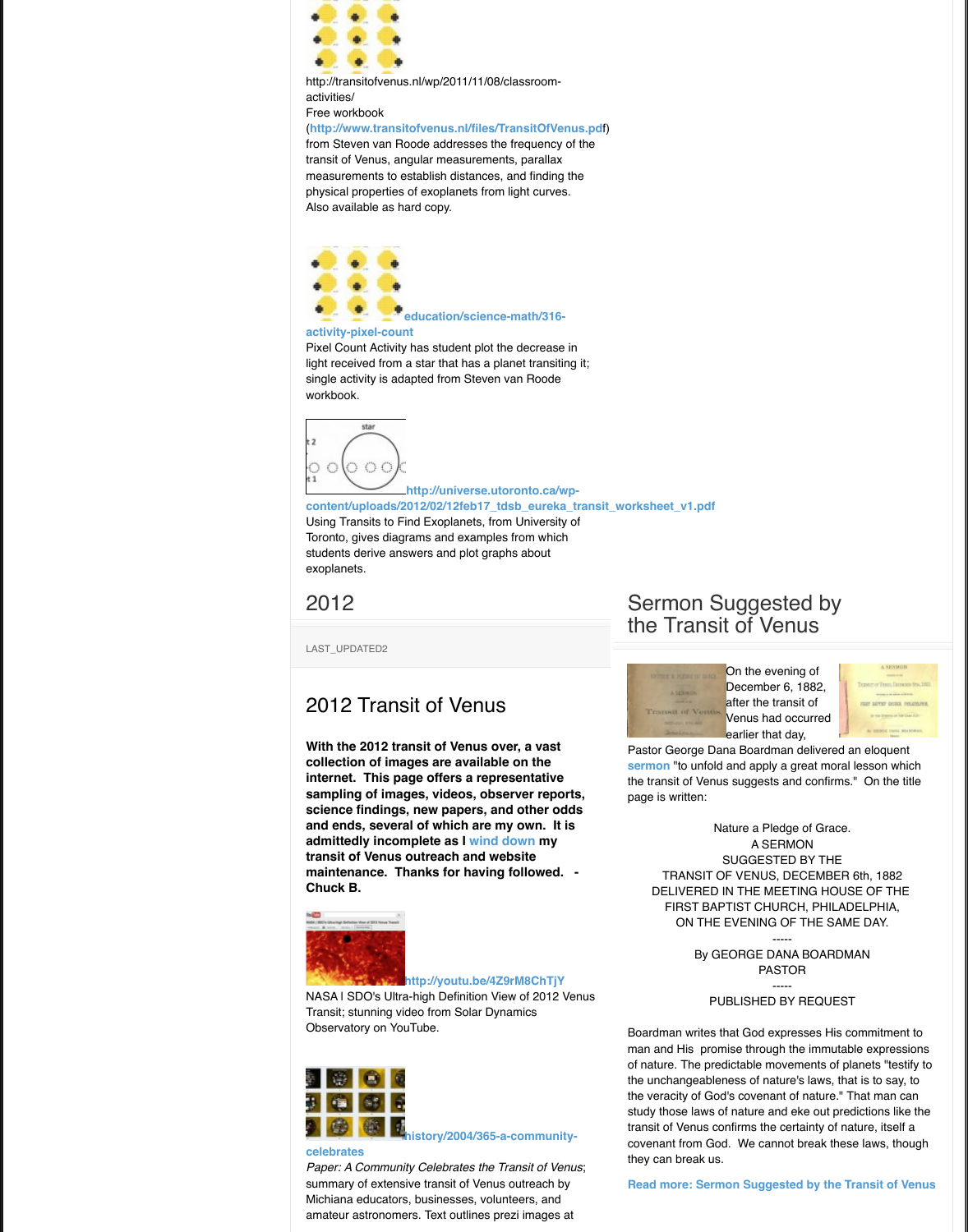http://transitofvenus.nl/wp/2011/11/08/classroom-activities/
Free workbook (http://www.transitofvenus.nl/files/TransitOfVenus.pdf) from Steven van Roode addresses the frequency of the transit of Venus, angular measurements, parallax measurements to establish distances, and finding the physical properties of exoplanets from light curves. Also available as hard copy.

education/science-math/316-activity-pixel-count
Pixel Count Activity has student plot the decrease in light received from a star that has a planet transiting it; single activity is adapted from Steven van Roode workbook.

http://universe.utoronto.ca/wp-content/uploads/2012/02/12feb17_tdsb_eureka_transit_worksheet_v1.pdf
Using Transits to Find Exoplanets, from University of Toronto, gives diagrams and examples from which students derive answers and plot graphs about exoplanets.

## 2012

LAST_UPDATED2

## 2012 Transit of Venus

**With the 2012 transit of Venus over, a vast collection of images are available on the internet. This page offers a representative sampling of images, videos, observer reports, science findings, new papers, and other odds and ends, several of which are my own. It is admittedly incomplete as I wind down my transit of Venus outreach and website maintenance. Thanks for having followed. - Chuck B.**

http://youtu.be/4Z9rM8ChTjY
NASA | SDO's Ultra-high Definition View of 2012 Venus Transit; stunning video from Solar Dynamics Observatory on YouTube.

history/2004/365-a-community-celebrates
*Paper: A Community Celebrates the Transit of Venus*; summary of extensive transit of Venus outreach by Michiana educators, businesses, volunteers, and amateur astronomers. Text outlines prezi images at

## Sermon Suggested by the Transit of Venus

On the evening of December 6, 1882, after the transit of Venus had occurred earlier that day, Pastor George Dana Boardman delivered an eloquent sermon "to unfold and apply a great moral lesson which the transit of Venus suggests and confirms." On the title page is written:

Nature a Pledge of Grace.
A SERMON
SUGGESTED BY THE
TRANSIT OF VENUS, DECEMBER 6th, 1882
DELIVERED IN THE MEETING HOUSE OF THE
FIRST BAPTIST CHURCH, PHILADELPHIA,
ON THE EVENING OF THE SAME DAY.
-----
By GEORGE DANA BOARDMAN
PASTOR
-----
PUBLISHED BY REQUEST

Boardman writes that God expresses His commitment to man and His promise through the immutable expressions of nature. The predictable movements of planets "testify to the unchangeableness of nature's laws, that is to say, to the veracity of God's covenant of nature." That man can study those laws of nature and eke out predictions like the transit of Venus confirms the certainty of nature, itself a covenant from God. We cannot break these laws, though they can break us.

Read more: Sermon Suggested by the Transit of Venus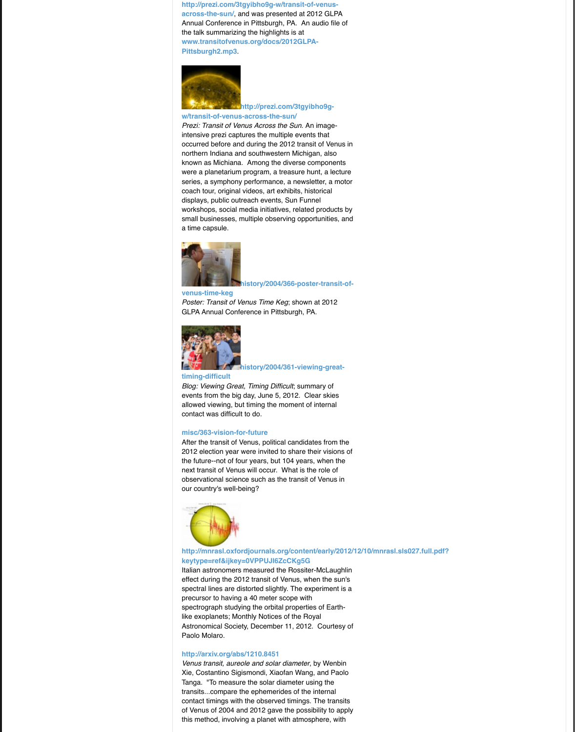http://prezi.com/3tgyibho9g-w/transit-of-venus-across-the-sun/, and was presented at 2012 GLPA Annual Conference in Pittsburgh, PA. An audio file of the talk summarizing the highlights is at www.transitofvenus.org/docs/2012GLPA-Pittsburgh2.mp3.

http://prezi.com/3tgyibho9g-w/transit-of-venus-across-the-sun/

*Prezi: Transit of Venus Across the Sun*. An image-intensive prezi captures the multiple events that occurred before and during the 2012 transit of Venus in northern Indiana and southwestern Michigan, also known as Michiana. Among the diverse components were a planetarium program, a treasure hunt, a lecture series, a symphony performance, a newsletter, a motor coach tour, original videos, art exhibits, historical displays, public outreach events, Sun Funnel workshops, social media initiatives, related products by small businesses, multiple observing opportunities, and a time capsule.

history/2004/366-poster-transit-of-venus-time-keg

*Poster: Transit of Venus Time Keg*; shown at 2012 GLPA Annual Conference in Pittsburgh, PA.

history/2004/361-viewing-great-timing-difficult

*Blog: Viewing Great, Timing Difficult*; summary of events from the big day, June 5, 2012. Clear skies allowed viewing, but timing the moment of internal contact was difficult to do.

misc/363-vision-for-future

After the transit of Venus, political candidates from the 2012 election year were invited to share their visions of the future--not of four years, but 104 years, when the next transit of Venus will occur. What is the role of observational science such as the transit of Venus in our country's well-being?

http://mnrasl.oxfordjournals.org/content/early/2012/12/10/mnrasl.sls027.full.pdf?keytype=ref&ijkey=0VPPUJI6ZcCKg5G

Italian astronomers measured the Rossiter-McLaughlin effect during the 2012 transit of Venus, when the sun's spectral lines are distorted slightly. The experiment is a precursor to having a 40 meter scope with spectrograph studying the orbital properties of Earth-like exoplanets; Monthly Notices of the Royal Astronomical Society, December 11, 2012. Courtesy of Paolo Molaro.

http://arxiv.org/abs/1210.8451

*Venus transit, aureole and solar diameter*, by Wenbin Xie, Costantino Sigismondi, Xiaofan Wang, and Paolo Tanga. "To measure the solar diameter using the transits...compare the ephemerides of the internal contact timings with the observed timings. The transits of Venus of 2004 and 2012 gave the possibility to apply this method, involving a planet with atmosphere, with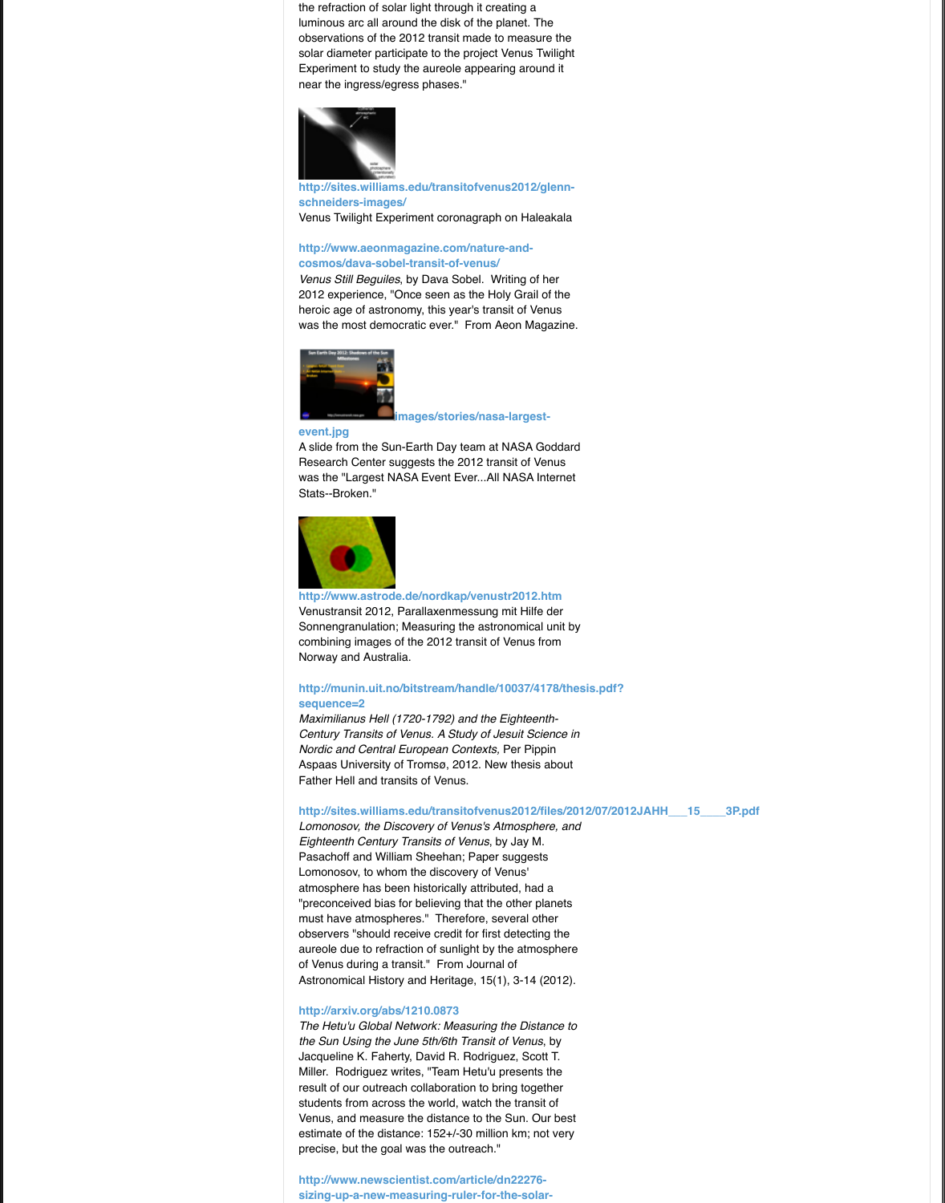the refraction of solar light through it creating a luminous arc all around the disk of the planet. The observations of the 2012 transit made to measure the solar diameter participate to the project Venus Twilight Experiment to study the aureole appearing around it near the ingress/egress phases."

http://sites.williams.edu/transitofvenus2012/glenn-schneiders-images/
Venus Twilight Experiment coronagraph on Haleakala

http://www.aeonmagazine.com/nature-and-cosmos/dava-sobel-transit-of-venus/
*Venus Still Beguiles*, by Dava Sobel. Writing of her 2012 experience, "Once seen as the Holy Grail of the heroic age of astronomy, this year's transit of Venus was the most democratic ever." From Aeon Magazine.

images/stories/nasa-largest-event.jpg
A slide from the Sun-Earth Day team at NASA Goddard Research Center suggests the 2012 transit of Venus was the "Largest NASA Event Ever...All NASA Internet Stats--Broken."

http://www.astrode.de/nordkap/venustr2012.htm
Venustransit 2012, Parallaxenmessung mit Hilfe der Sonnengranulation; Measuring the astronomical unit by combining images of the 2012 transit of Venus from Norway and Australia.

http://munin.uit.no/bitstream/handle/10037/4178/thesis.pdf?sequence=2
*Maximilianus Hell (1720-1792) and the Eighteenth-Century Transits of Venus. A Study of Jesuit Science in Nordic and Central European Contexts,* Per Pippin Aspaas University of Tromsø, 2012. New thesis about Father Hell and transits of Venus.

http://sites.williams.edu/transitofvenus2012/files/2012/07/2012JAHH___15____3P.pdf
*Lomonosov, the Discovery of Venus's Atmosphere, and Eighteenth Century Transits of Venus*, by Jay M. Pasachoff and William Sheehan; Paper suggests Lomonosov, to whom the discovery of Venus' atmosphere has been historically attributed, had a "preconceived bias for believing that the other planets must have atmospheres." Therefore, several other observers "should receive credit for first detecting the aureole due to refraction of sunlight by the atmosphere of Venus during a transit." From Journal of Astronomical History and Heritage, 15(1), 3-14 (2012).

http://arxiv.org/abs/1210.0873
*The Hetu'u Global Network: Measuring the Distance to the Sun Using the June 5th/6th Transit of Venus*, by Jacqueline K. Faherty, David R. Rodriguez, Scott T. Miller. Rodriguez writes, "Team Hetu'u presents the result of our outreach collaboration to bring together students from across the world, watch the transit of Venus, and measure the distance to the Sun. Our best estimate of the distance: 152+/-30 million km; not very precise, but the goal was the outreach."

http://www.newscientist.com/article/dn22276-sizing-up-a-new-measuring-ruler-for-the-solar-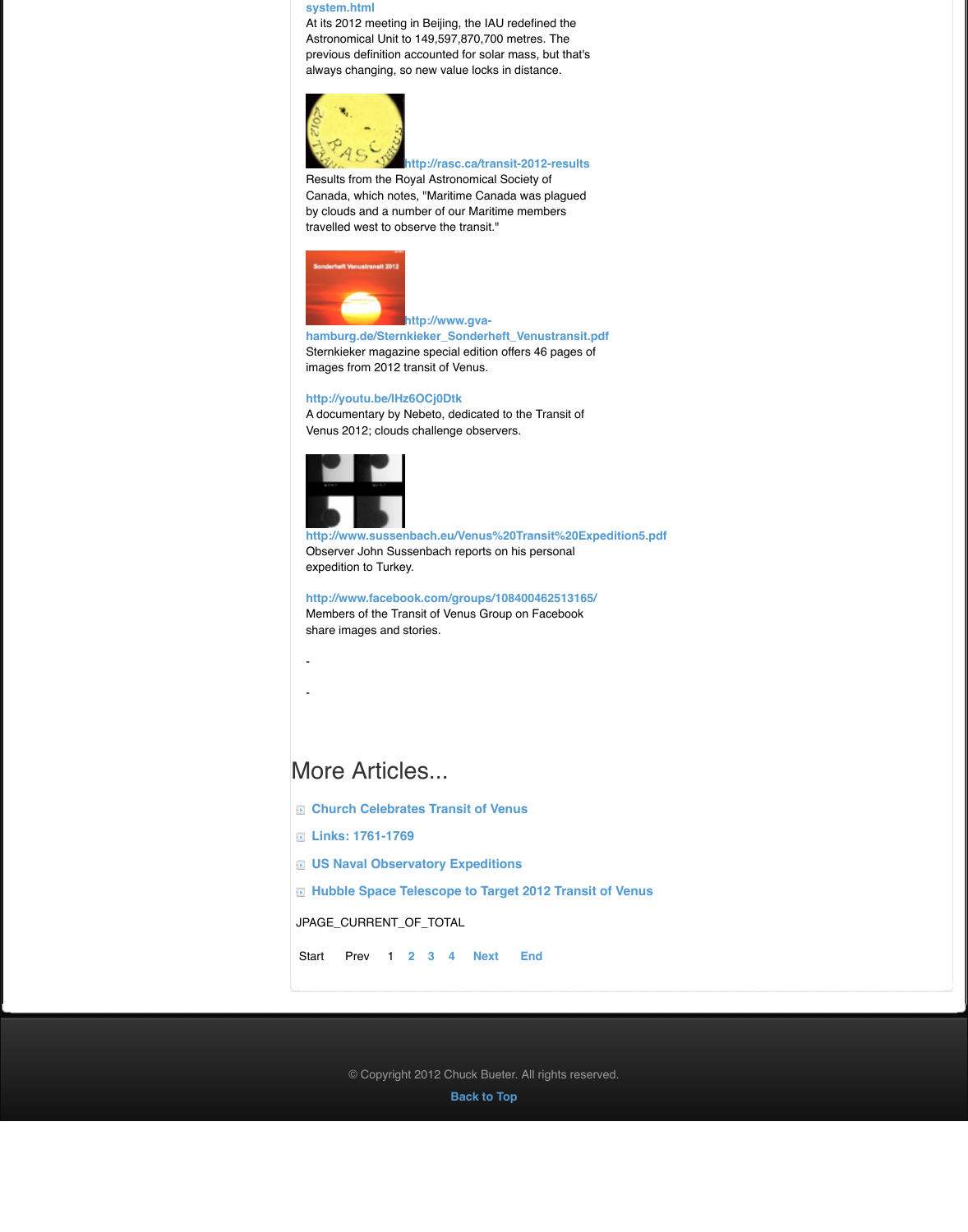system.html
At its 2012 meeting in Beijing, the IAU redefined the Astronomical Unit to 149,597,870,700 metres. The previous definition accounted for solar mass, but that's always changing, so new value locks in distance.

http://rasc.ca/transit-2012-results
Results from the Royal Astronomical Society of Canada, which notes, "Maritime Canada was plagued by clouds and a number of our Maritime members travelled west to observe the transit."

http://www.gva-hamburg.de/Sternkieker_Sonderheft_Venustransit.pdf
Sternkieker magazine special edition offers 46 pages of images from 2012 transit of Venus.

http://youtu.be/lHz6OCj0Dtk
A documentary by Nebeto, dedicated to the Transit of Venus 2012; clouds challenge observers.

http://www.sussenbach.eu/Venus%20Transit%20Expedition5.pdf
Observer John Sussenbach reports on his personal expedition to Turkey.

http://www.facebook.com/groups/108400462513165/
Members of the Transit of Venus Group on Facebook share images and stories.

-

-

## More Articles...

- Church Celebrates Transit of Venus
- Links: 1761-1769
- US Naval Observatory Expeditions
- Hubble Space Telescope to Target 2012 Transit of Venus

JPAGE_CURRENT_OF_TOTAL

Start Prev 1 2 3 4 Next End

© Copyright 2012 Chuck Bueter. All rights reserved.

Back to Top